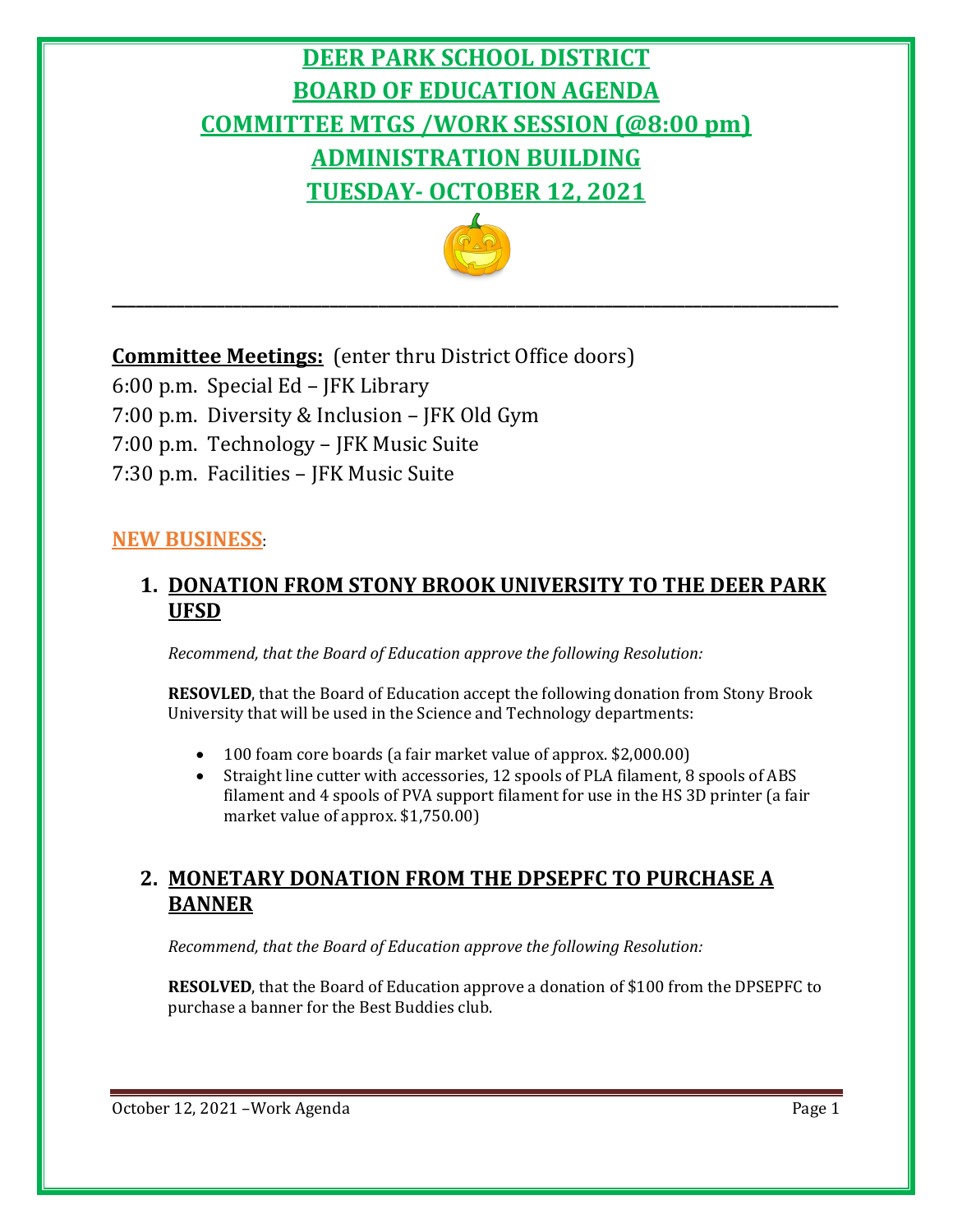# DEER PARK SCHOOL DISTRICT
# BOARD OF EDUCATION AGENDA
# COMMITTEE MTGS /WORK SESSION (@8:00 pm)
# ADMINISTRATION BUILDING
# TUESDAY- OCTOBER 12, 2021

---

**Committee Meetings:** (enter thru District Office doors)

6:00 p.m. Special Ed – JFK Library
7:00 p.m. Diversity & Inclusion – JFK Old Gym
7:00 p.m. Technology – JFK Music Suite
7:30 p.m. Facilities – JFK Music Suite

## NEW BUSINESS:

### 1. DONATION FROM STONY BROOK UNIVERSITY TO THE DEER PARK UFSD

*Recommend, that the Board of Education approve the following Resolution:*

**RESOVLED**, that the Board of Education accept the following donation from Stony Brook University that will be used in the Science and Technology departments:

- 100 foam core boards (a fair market value of approx. $2,000.00)
- Straight line cutter with accessories, 12 spools of PLA filament, 8 spools of ABS filament and 4 spools of PVA support filament for use in the HS 3D printer (a fair market value of approx. $1,750.00)

### 2. MONETARY DONATION FROM THE DPSEPFC TO PURCHASE A BANNER

*Recommend, that the Board of Education approve the following Resolution:*

**RESOLVED**, that the Board of Education approve a donation of $100 from the DPSEPFC to purchase a banner for the Best Buddies club.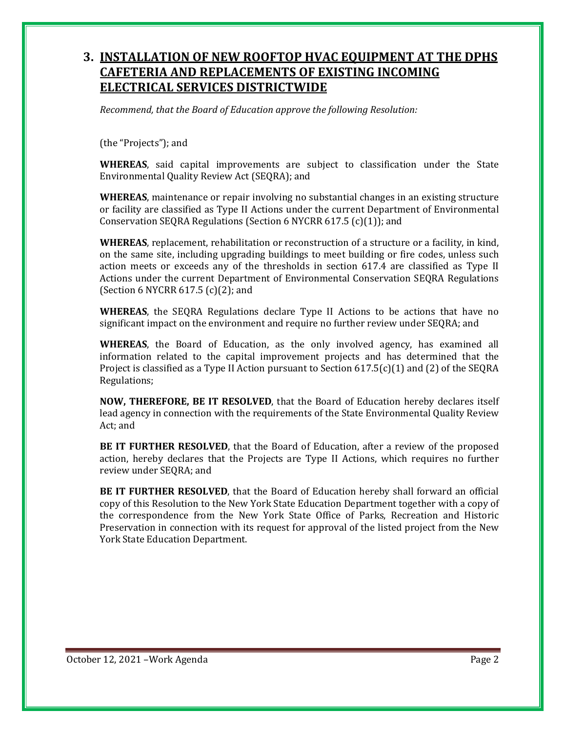## 3. INSTALLATION OF NEW ROOFTOP HVAC EQUIPMENT AT THE DPHS CAFETERIA AND REPLACEMENTS OF EXISTING INCOMING ELECTRICAL SERVICES DISTRICTWIDE

*Recommend, that the Board of Education approve the following Resolution:*

(the "Projects"); and

**WHEREAS**, said capital improvements are subject to classification under the State Environmental Quality Review Act (SEQRA); and

**WHEREAS**, maintenance or repair involving no substantial changes in an existing structure or facility are classified as Type II Actions under the current Department of Environmental Conservation SEQRA Regulations (Section 6 NYCRR 617.5 (c)(1)); and

**WHEREAS**, replacement, rehabilitation or reconstruction of a structure or a facility, in kind, on the same site, including upgrading buildings to meet building or fire codes, unless such action meets or exceeds any of the thresholds in section 617.4 are classified as Type II Actions under the current Department of Environmental Conservation SEQRA Regulations (Section 6 NYCRR 617.5 (c)(2); and

**WHEREAS**, the SEQRA Regulations declare Type II Actions to be actions that have no significant impact on the environment and require no further review under SEQRA; and

**WHEREAS**, the Board of Education, as the only involved agency, has examined all information related to the capital improvement projects and has determined that the Project is classified as a Type II Action pursuant to Section 617.5(c)(1) and (2) of the SEQRA Regulations;

**NOW, THEREFORE, BE IT RESOLVED**, that the Board of Education hereby declares itself lead agency in connection with the requirements of the State Environmental Quality Review Act; and

**BE IT FURTHER RESOLVED**, that the Board of Education, after a review of the proposed action, hereby declares that the Projects are Type II Actions, which requires no further review under SEQRA; and

**BE IT FURTHER RESOLVED**, that the Board of Education hereby shall forward an official copy of this Resolution to the New York State Education Department together with a copy of the correspondence from the New York State Office of Parks, Recreation and Historic Preservation in connection with its request for approval of the listed project from the New York State Education Department.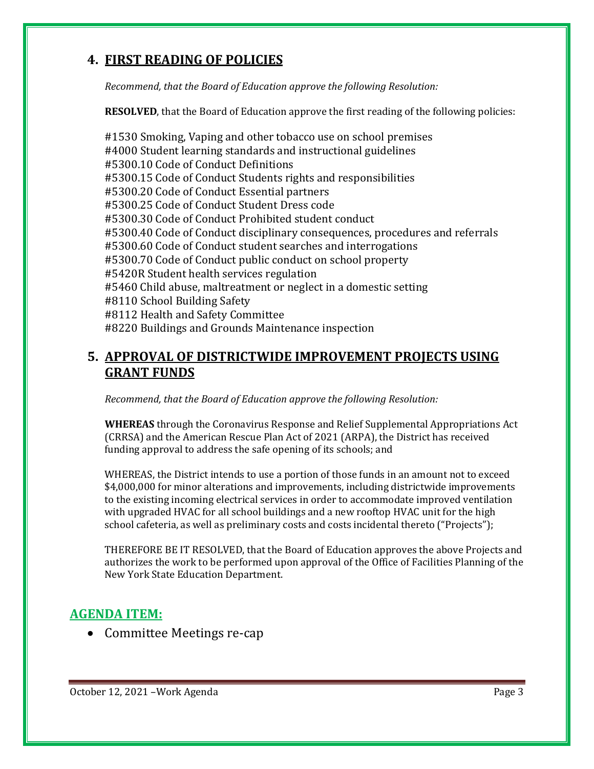## 4. <u>**FIRST READING OF POLICIES**</u>

*Recommend, that the Board of Education approve the following Resolution:*

**RESOLVED**, that the Board of Education approve the first reading of the following policies:

#1530 Smoking, Vaping and other tobacco use on school premises
#4000 Student learning standards and instructional guidelines
#5300.10 Code of Conduct Definitions
#5300.15 Code of Conduct Students rights and responsibilities
#5300.20 Code of Conduct Essential partners
#5300.25 Code of Conduct Student Dress code
#5300.30 Code of Conduct Prohibited student conduct
#5300.40 Code of Conduct disciplinary consequences, procedures and referrals
#5300.60 Code of Conduct student searches and interrogations
#5300.70 Code of Conduct public conduct on school property
#5420R Student health services regulation
#5460 Child abuse, maltreatment or neglect in a domestic setting
#8110 School Building Safety
#8112 Health and Safety Committee
#8220 Buildings and Grounds Maintenance inspection

## 5. <u>**APPROVAL OF DISTRICTWIDE IMPROVEMENT PROJECTS USING GRANT FUNDS**</u>

*Recommend, that the Board of Education approve the following Resolution:*

**WHEREAS** through the Coronavirus Response and Relief Supplemental Appropriations Act (CRRSA) and the American Rescue Plan Act of 2021 (ARPA), the District has received funding approval to address the safe opening of its schools; and

WHEREAS, the District intends to use a portion of those funds in an amount not to exceed $4,000,000 for minor alterations and improvements, including districtwide improvements to the existing incoming electrical services in order to accommodate improved ventilation with upgraded HVAC for all school buildings and a new rooftop HVAC unit for the high school cafeteria, as well as preliminary costs and costs incidental thereto ("Projects");

THEREFORE BE IT RESOLVED, that the Board of Education approves the above Projects and authorizes the work to be performed upon approval of the Office of Facilities Planning of the New York State Education Department.

## <u>**AGENDA ITEM:**</u>

- Committee Meetings re-cap